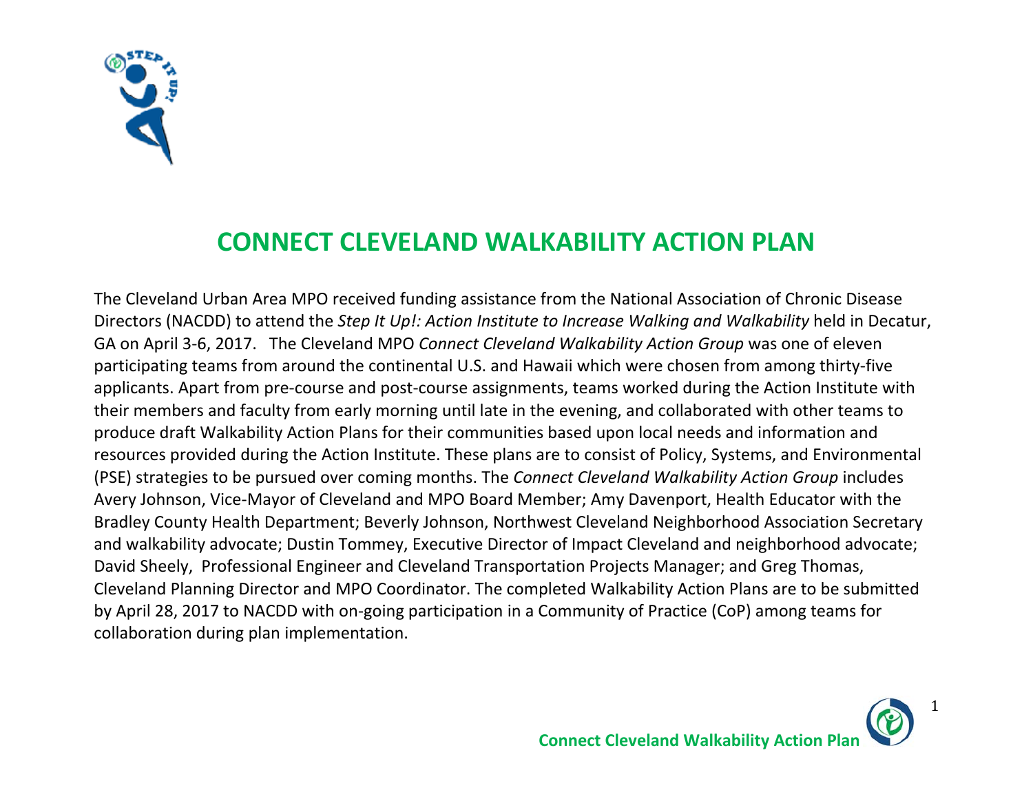# CONNECT CLEVELAND WALKABILITY ACTION PLAN

The Cleveland Urban Area MPO received funding assistance from the National Association of Chronic Disease Directors (NACDD) to attend the *Step It Up!: Action Institute to Increase Walking and Walkability* held in Decatur, GA on April 3-6, 2017. The Cleveland MPO *Connect Cleveland Walkability Action Group* was one of eleven participating teams from around the continental U.S. and Hawaii which were chosen from among thirty-five applicants. Apart from pre-course and post-course assignments, teams worked during the Action Institute with their members and faculty from early morning until late in the evening, and collaborated with other teams to produce draft Walkability Action Plans for their communities based upon local needs and information and resources provided during the Action Institute. These plans are to consist of Policy, Systems, and Environmental (PSE) strategies to be pursued over coming months. The *Connect Cleveland Walkability Action Group* includes Avery Johnson, Vice-Mayor of Cleveland and MPO Board Member; Amy Davenport, Health Educator with the Bradley County Health Department; Beverly Johnson, Northwest Cleveland Neighborhood Association Secretary and walkability advocate; Dustin Tommey, Executive Director of Impact Cleveland and neighborhood advocate; David Sheely, Professional Engineer and Cleveland Transportation Projects Manager; and Greg Thomas, Cleveland Planning Director and MPO Coordinator. The completed Walkability Action Plans are to be submitted by April 28, 2017 to NACDD with on-going participation in a Community of Practice (CoP) among teams for collaboration during plan implementation.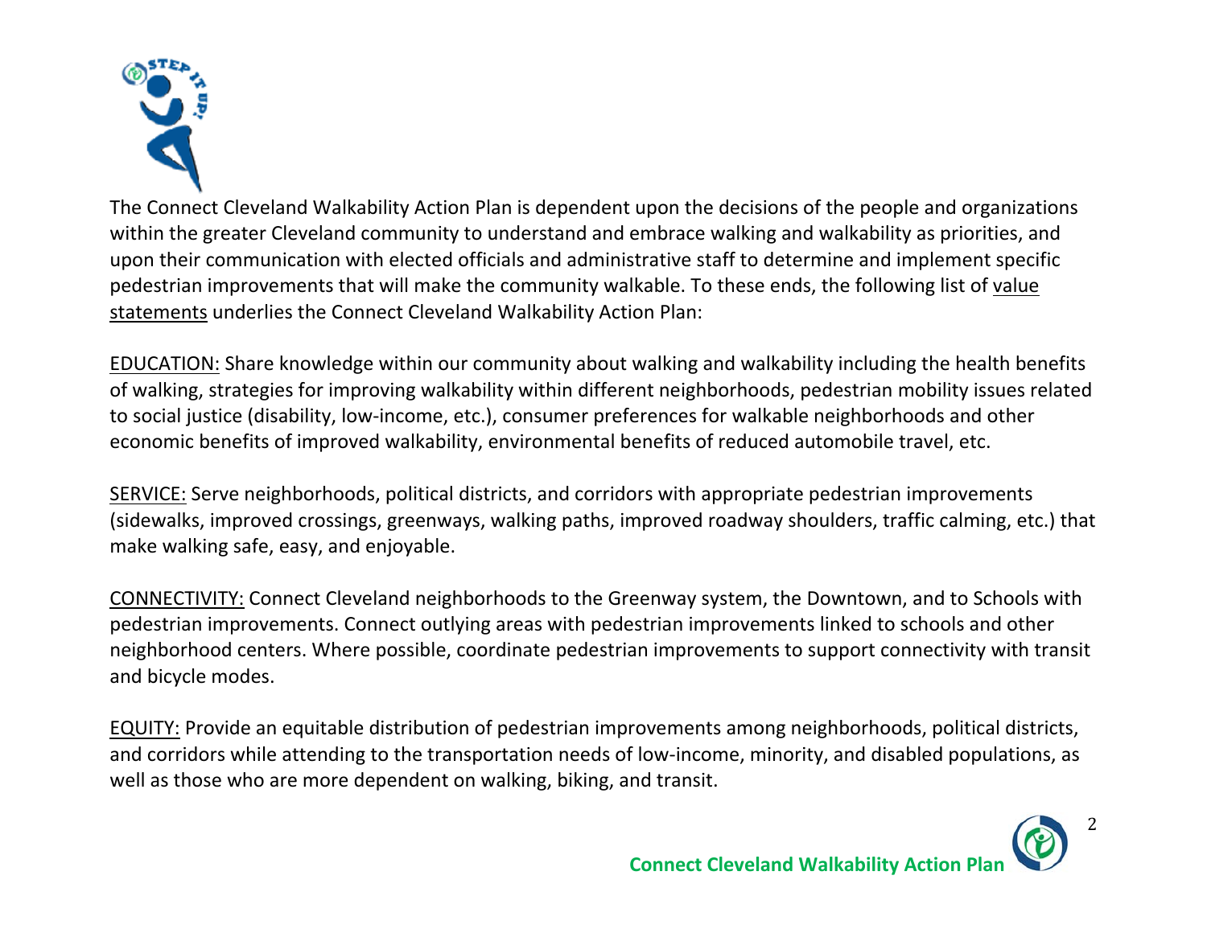The Connect Cleveland Walkability Action Plan is dependent upon the decisions of the people and organizations within the greater Cleveland community to understand and embrace walking and walkability as priorities, and upon their communication with elected officials and administrative staff to determine and implement specific pedestrian improvements that will make the community walkable. To these ends, the following list of <u>value statements</u> underlies the Connect Cleveland Walkability Action Plan:

<u>EDUCATION:</u> Share knowledge within our community about walking and walkability including the health benefits of walking, strategies for improving walkability within different neighborhoods, pedestrian mobility issues related to social justice (disability, low-income, etc.), consumer preferences for walkable neighborhoods and other economic benefits of improved walkability, environmental benefits of reduced automobile travel, etc.

<u>SERVICE:</u> Serve neighborhoods, political districts, and corridors with appropriate pedestrian improvements (sidewalks, improved crossings, greenways, walking paths, improved roadway shoulders, traffic calming, etc.) that make walking safe, easy, and enjoyable.

<u>CONNECTIVITY:</u> Connect Cleveland neighborhoods to the Greenway system, the Downtown, and to Schools with pedestrian improvements. Connect outlying areas with pedestrian improvements linked to schools and other neighborhood centers. Where possible, coordinate pedestrian improvements to support connectivity with transit and bicycle modes.

<u>EQUITY:</u> Provide an equitable distribution of pedestrian improvements among neighborhoods, political districts, and corridors while attending to the transportation needs of low-income, minority, and disabled populations, as well as those who are more dependent on walking, biking, and transit.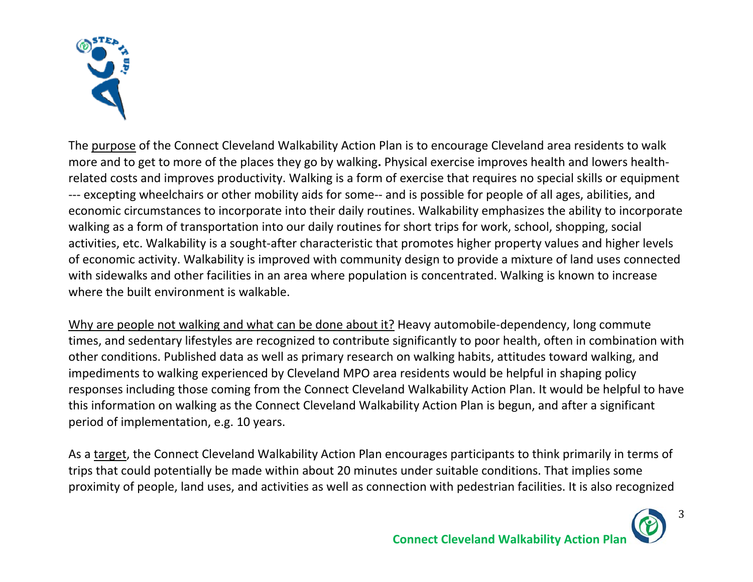The purpose of the Connect Cleveland Walkability Action Plan is to encourage Cleveland area residents to walk more and to get to more of the places they go by walking**.** Physical exercise improves health and lowers health-related costs and improves productivity. Walking is a form of exercise that requires no special skills or equipment --- excepting wheelchairs or other mobility aids for some-- and is possible for people of all ages, abilities, and economic circumstances to incorporate into their daily routines. Walkability emphasizes the ability to incorporate walking as a form of transportation into our daily routines for short trips for work, school, shopping, social activities, etc. Walkability is a sought-after characteristic that promotes higher property values and higher levels of economic activity. Walkability is improved with community design to provide a mixture of land uses connected with sidewalks and other facilities in an area where population is concentrated. Walking is known to increase where the built environment is walkable.

Why are people not walking and what can be done about it? Heavy automobile-dependency, long commute times, and sedentary lifestyles are recognized to contribute significantly to poor health, often in combination with other conditions. Published data as well as primary research on walking habits, attitudes toward walking, and impediments to walking experienced by Cleveland MPO area residents would be helpful in shaping policy responses including those coming from the Connect Cleveland Walkability Action Plan. It would be helpful to have this information on walking as the Connect Cleveland Walkability Action Plan is begun, and after a significant period of implementation, e.g. 10 years.

As a target, the Connect Cleveland Walkability Action Plan encourages participants to think primarily in terms of trips that could potentially be made within about 20 minutes under suitable conditions. That implies some proximity of people, land uses, and activities as well as connection with pedestrian facilities. It is also recognized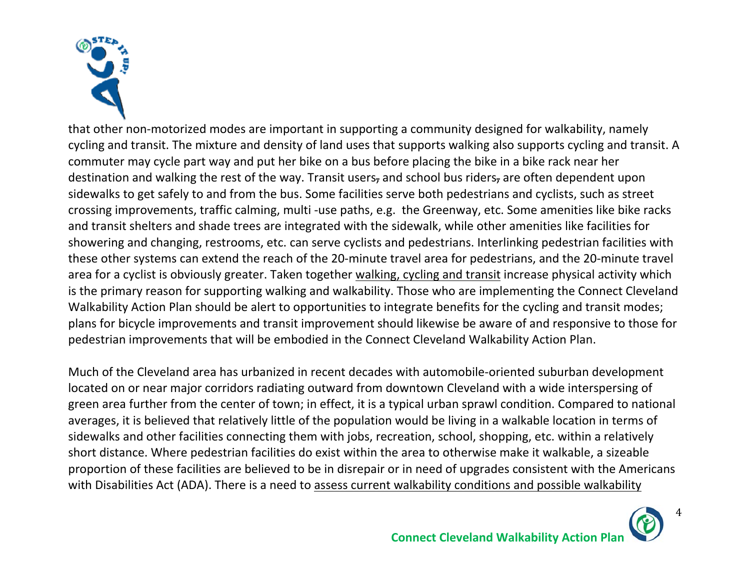that other non-motorized modes are important in supporting a community designed for walkability, namely cycling and transit. The mixture and density of land uses that supports walking also supports cycling and transit. A commuter may cycle part way and put her bike on a bus before placing the bike in a bike rack near her destination and walking the rest of the way. Transit users, and school bus riders, are often dependent upon sidewalks to get safely to and from the bus. Some facilities serve both pedestrians and cyclists, such as street crossing improvements, traffic calming, multi -use paths, e.g.  the Greenway, etc. Some amenities like bike racks and transit shelters and shade trees are integrated with the sidewalk, while other amenities like facilities for showering and changing, restrooms, etc. can serve cyclists and pedestrians. Interlinking pedestrian facilities with these other systems can extend the reach of the 20-minute travel area for pedestrians, and the 20-minute travel area for a cyclist is obviously greater. Taken together <u>walking, cycling and transit</u> increase physical activity which is the primary reason for supporting walking and walkability. Those who are implementing the Connect Cleveland Walkability Action Plan should be alert to opportunities to integrate benefits for the cycling and transit modes; plans for bicycle improvements and transit improvement should likewise be aware of and responsive to those for pedestrian improvements that will be embodied in the Connect Cleveland Walkability Action Plan.

Much of the Cleveland area has urbanized in recent decades with automobile-oriented suburban development located on or near major corridors radiating outward from downtown Cleveland with a wide interspersing of green area further from the center of town; in effect, it is a typical urban sprawl condition. Compared to national averages, it is believed that relatively little of the population would be living in a walkable location in terms of sidewalks and other facilities connecting them with jobs, recreation, school, shopping, etc. within a relatively short distance. Where pedestrian facilities do exist within the area to otherwise make it walkable, a sizeable proportion of these facilities are believed to be in disrepair or in need of upgrades consistent with the Americans with Disabilities Act (ADA). There is a need to <u>assess current walkability conditions and possible walkability</u>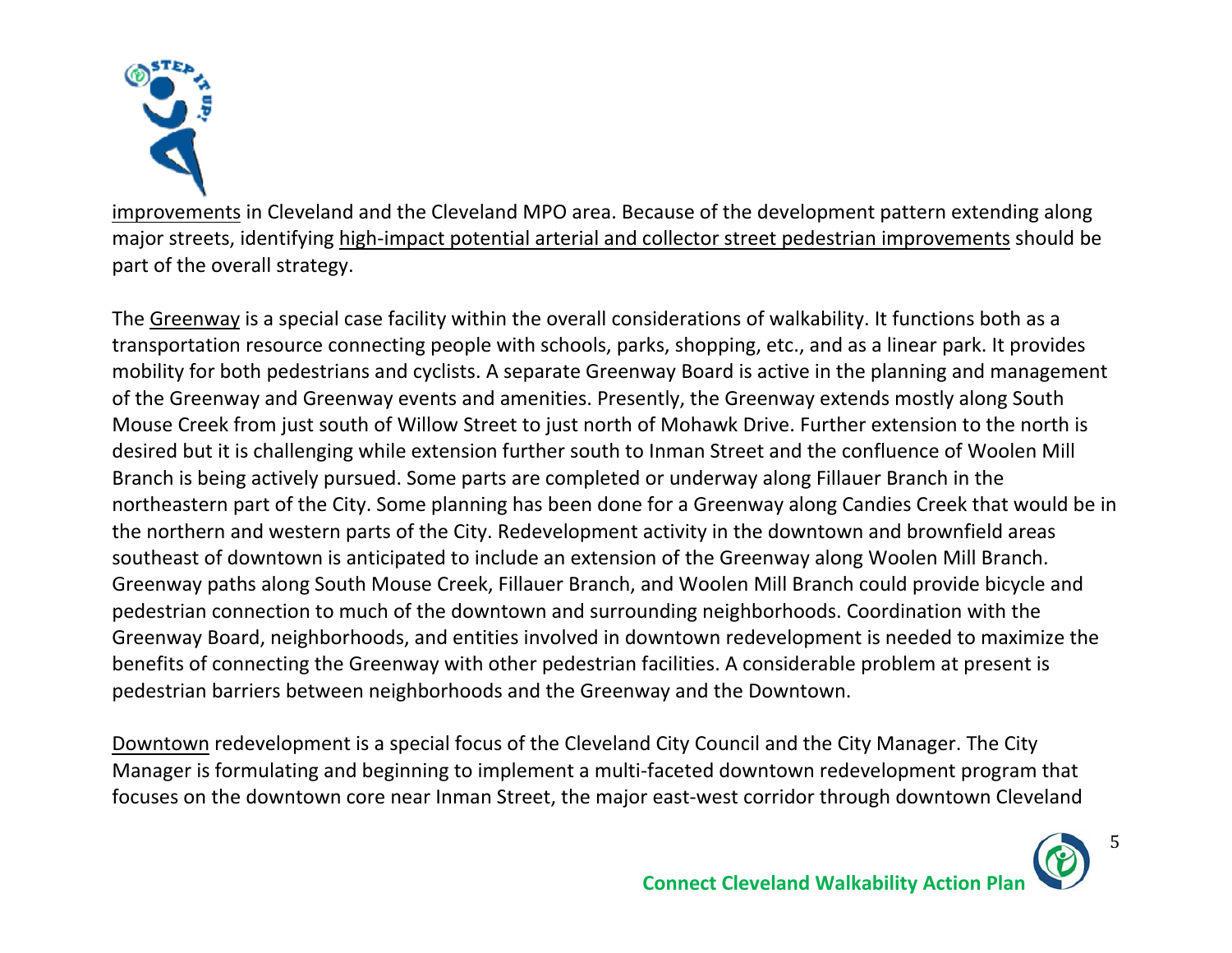improvements in Cleveland and the Cleveland MPO area. Because of the development pattern extending along major streets, identifying high-impact potential arterial and collector street pedestrian improvements should be part of the overall strategy.

The Greenway is a special case facility within the overall considerations of walkability. It functions both as a transportation resource connecting people with schools, parks, shopping, etc., and as a linear park. It provides mobility for both pedestrians and cyclists. A separate Greenway Board is active in the planning and management of the Greenway and Greenway events and amenities. Presently, the Greenway extends mostly along South Mouse Creek from just south of Willow Street to just north of Mohawk Drive. Further extension to the north is desired but it is challenging while extension further south to Inman Street and the confluence of Woolen Mill Branch is being actively pursued. Some parts are completed or underway along Fillauer Branch in the northeastern part of the City. Some planning has been done for a Greenway along Candies Creek that would be in the northern and western parts of the City. Redevelopment activity in the downtown and brownfield areas southeast of downtown is anticipated to include an extension of the Greenway along Woolen Mill Branch. Greenway paths along South Mouse Creek, Fillauer Branch, and Woolen Mill Branch could provide bicycle and pedestrian connection to much of the downtown and surrounding neighborhoods. Coordination with the Greenway Board, neighborhoods, and entities involved in downtown redevelopment is needed to maximize the benefits of connecting the Greenway with other pedestrian facilities. A considerable problem at present is pedestrian barriers between neighborhoods and the Greenway and the Downtown.

Downtown redevelopment is a special focus of the Cleveland City Council and the City Manager. The City Manager is formulating and beginning to implement a multi-faceted downtown redevelopment program that focuses on the downtown core near Inman Street, the major east-west corridor through downtown Cleveland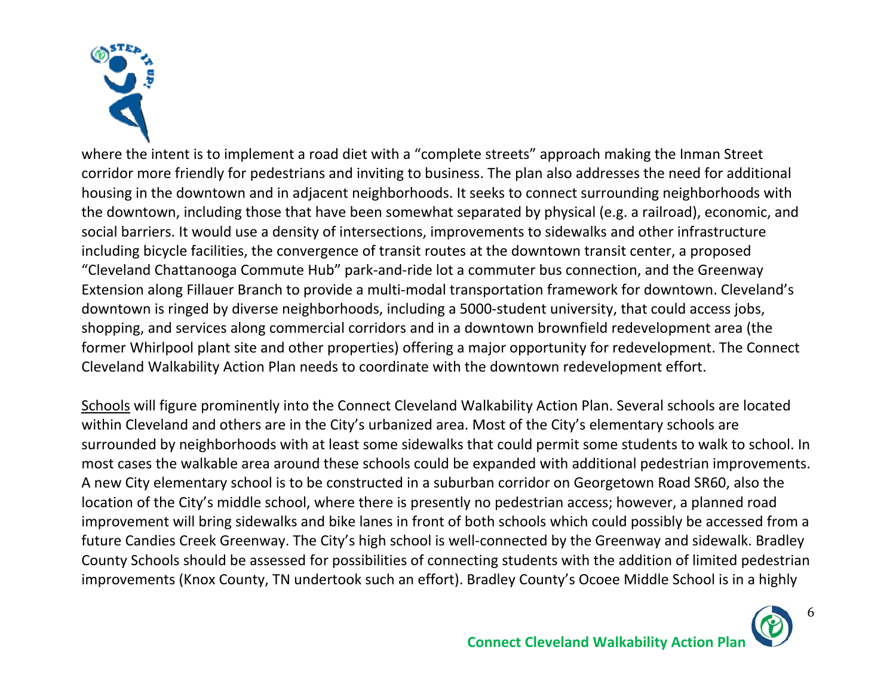where the intent is to implement a road diet with a "complete streets" approach making the Inman Street corridor more friendly for pedestrians and inviting to business. The plan also addresses the need for additional housing in the downtown and in adjacent neighborhoods. It seeks to connect surrounding neighborhoods with the downtown, including those that have been somewhat separated by physical (e.g. a railroad), economic, and social barriers. It would use a density of intersections, improvements to sidewalks and other infrastructure including bicycle facilities, the convergence of transit routes at the downtown transit center, a proposed "Cleveland Chattanooga Commute Hub" park-and-ride lot a commuter bus connection, and the Greenway Extension along Fillauer Branch to provide a multi-modal transportation framework for downtown. Cleveland's downtown is ringed by diverse neighborhoods, including a 5000-student university, that could access jobs, shopping, and services along commercial corridors and in a downtown brownfield redevelopment area (the former Whirlpool plant site and other properties) offering a major opportunity for redevelopment. The Connect Cleveland Walkability Action Plan needs to coordinate with the downtown redevelopment effort.

<u>Schools</u> will figure prominently into the Connect Cleveland Walkability Action Plan. Several schools are located within Cleveland and others are in the City's urbanized area. Most of the City's elementary schools are surrounded by neighborhoods with at least some sidewalks that could permit some students to walk to school. In most cases the walkable area around these schools could be expanded with additional pedestrian improvements. A new City elementary school is to be constructed in a suburban corridor on Georgetown Road SR60, also the location of the City's middle school, where there is presently no pedestrian access; however, a planned road improvement will bring sidewalks and bike lanes in front of both schools which could possibly be accessed from a future Candies Creek Greenway. The City's high school is well-connected by the Greenway and sidewalk. Bradley County Schools should be assessed for possibilities of connecting students with the addition of limited pedestrian improvements (Knox County, TN undertook such an effort). Bradley County's Ocoee Middle School is in a highly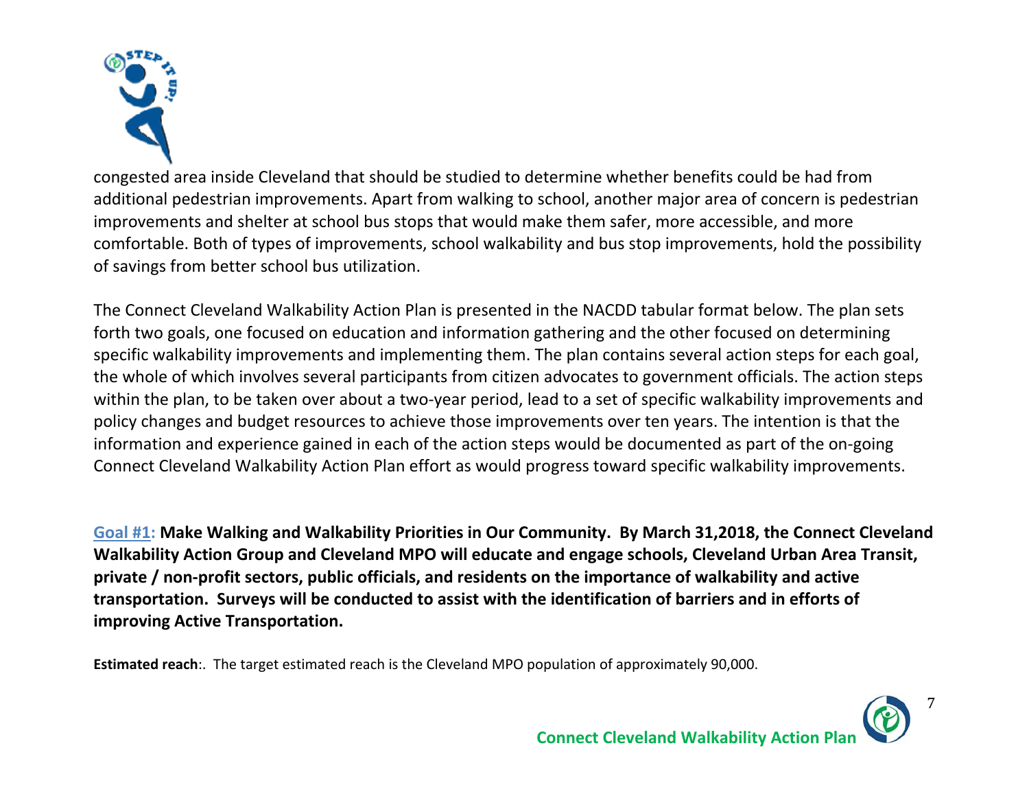congested area inside Cleveland that should be studied to determine whether benefits could be had from additional pedestrian improvements. Apart from walking to school, another major area of concern is pedestrian improvements and shelter at school bus stops that would make them safer, more accessible, and more comfortable. Both of types of improvements, school walkability and bus stop improvements, hold the possibility of savings from better school bus utilization.

The Connect Cleveland Walkability Action Plan is presented in the NACDD tabular format below. The plan sets forth two goals, one focused on education and information gathering and the other focused on determining specific walkability improvements and implementing them. The plan contains several action steps for each goal, the whole of which involves several participants from citizen advocates to government officials. The action steps within the plan, to be taken over about a two-year period, lead to a set of specific walkability improvements and policy changes and budget resources to achieve those improvements over ten years. The intention is that the information and experience gained in each of the action steps would be documented as part of the on-going Connect Cleveland Walkability Action Plan effort as would progress toward specific walkability improvements.

**Goal #1: Make Walking and Walkability Priorities in Our Community. By March 31,2018, the Connect Cleveland Walkability Action Group and Cleveland MPO will educate and engage schools, Cleveland Urban Area Transit, private / non-profit sectors, public officials, and residents on the importance of walkability and active transportation. Surveys will be conducted to assist with the identification of barriers and in efforts of improving Active Transportation.**

**Estimated reach**:. The target estimated reach is the Cleveland MPO population of approximately 90,000.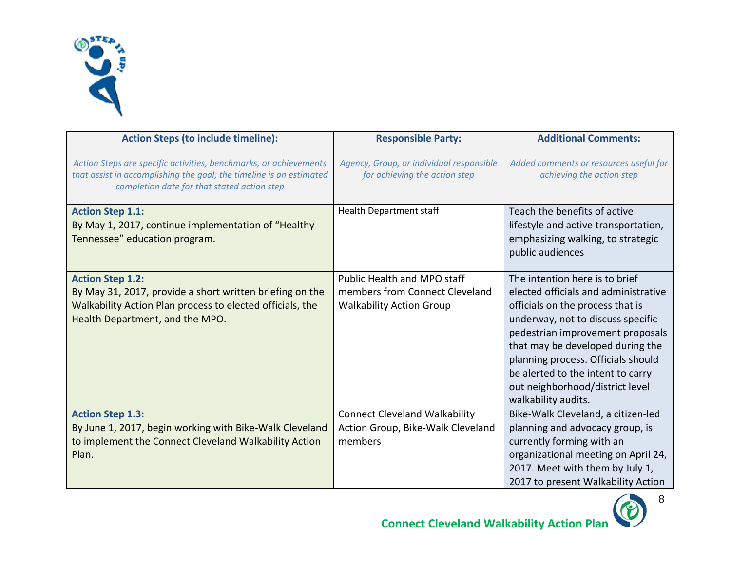| **Action Steps (to include timeline):** *Action Steps are specific activities, benchmarks, or achievements that assist in accomplishing the goal; the timeline is an estimated completion date for that stated action step* | **Responsible Party:** *Agency, Group, or individual responsible for achieving the action step* | **Additional Comments:** *Added comments or resources useful for achieving the action step* |
|---|---|---|
| **Action Step 1.1:** By May 1, 2017, continue implementation of "Healthy Tennessee" education program. | Health Department staff | Teach the benefits of active lifestyle and active transportation, emphasizing walking, to strategic public audiences |
| **Action Step 1.2:** By May 31, 2017, provide a short written briefing on the Walkability Action Plan process to elected officials, the Health Department, and the MPO. | Public Health and MPO staff members from Connect Cleveland Walkability Action Group | The intention here is to brief elected officials and administrative officials on the process that is underway, not to discuss specific pedestrian improvement proposals that may be developed during the planning process. Officials should be alerted to the intent to carry out neighborhood/district level walkability audits. |
| **Action Step 1.3:** By June 1, 2017, begin working with Bike-Walk Cleveland to implement the Connect Cleveland Walkability Action Plan. | Connect Cleveland Walkability Action Group, Bike-Walk Cleveland members | Bike-Walk Cleveland, a citizen-led planning and advocacy group, is currently forming with an organizational meeting on April 24, 2017. Meet with them by July 1, 2017 to present Walkability Action |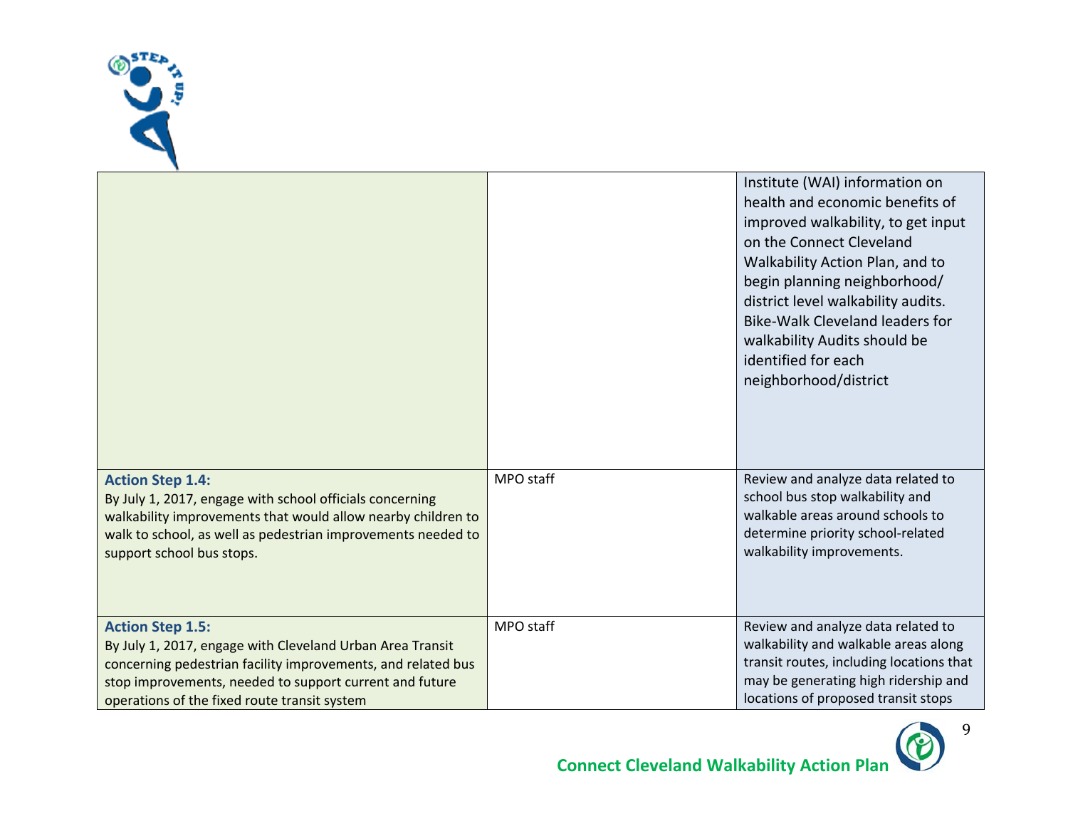| | | |
|---|---|---|
| | | Institute (WAI) information on health and economic benefits of improved walkability, to get input on the Connect Cleveland Walkability Action Plan, and to begin planning neighborhood/ district level walkability audits. Bike-Walk Cleveland leaders for walkability Audits should be identified for each neighborhood/district |
| **Action Step 1.4:** By July 1, 2017, engage with school officials concerning walkability improvements that would allow nearby children to walk to school, as well as pedestrian improvements needed to support school bus stops. | MPO staff | Review and analyze data related to school bus stop walkability and walkable areas around schools to determine priority school-related walkability improvements. |
| **Action Step 1.5:** By July 1, 2017, engage with Cleveland Urban Area Transit concerning pedestrian facility improvements, and related bus stop improvements, needed to support current and future operations of the fixed route transit system | MPO staff | Review and analyze data related to walkability and walkable areas along transit routes, including locations that may be generating high ridership and locations of proposed transit stops |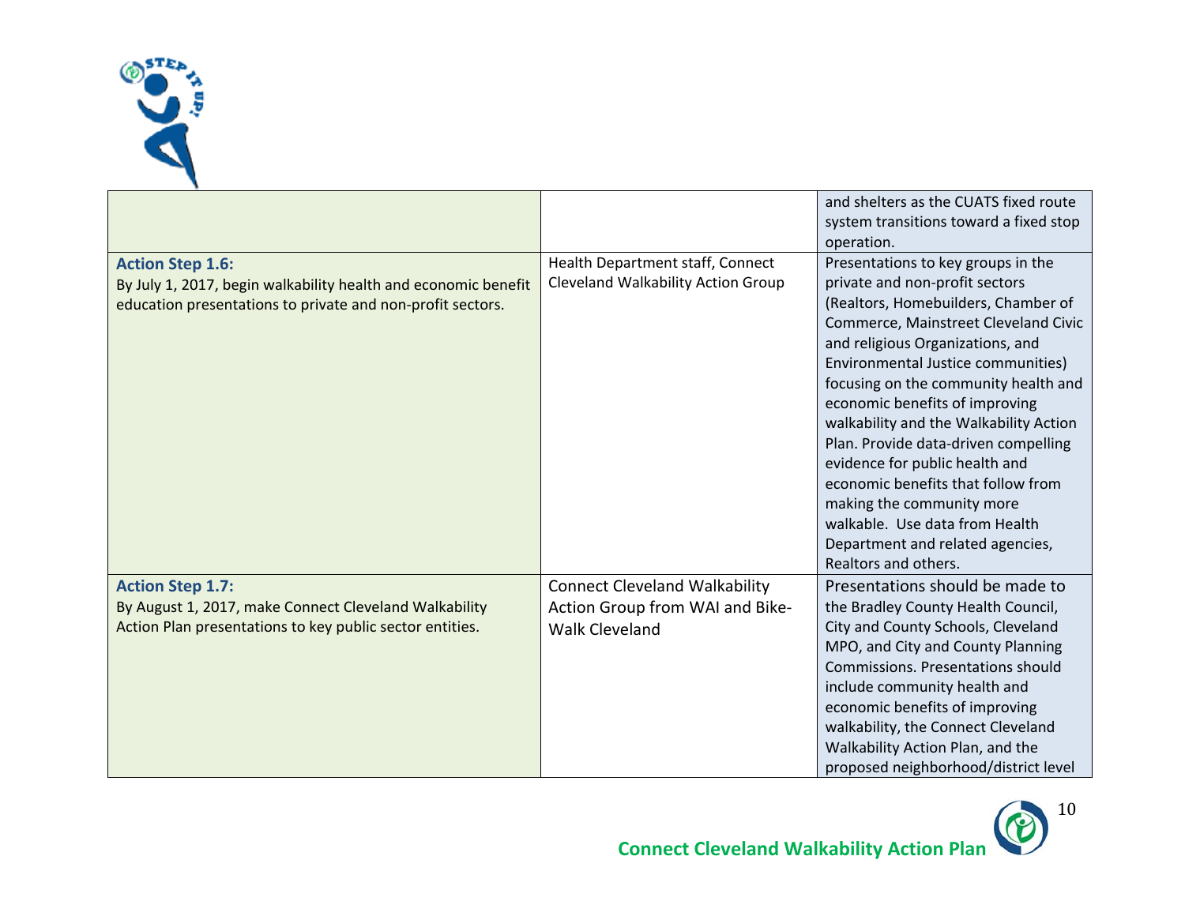| | | |
|---|---|---|
| | | and shelters as the CUATS fixed route system transitions toward a fixed stop operation. |
| **Action Step 1.6:** By July 1, 2017, begin walkability health and economic benefit education presentations to private and non-profit sectors. | Health Department staff, Connect Cleveland Walkability Action Group | Presentations to key groups in the private and non-profit sectors (Realtors, Homebuilders, Chamber of Commerce, Mainstreet Cleveland Civic and religious Organizations, and Environmental Justice communities) focusing on the community health and economic benefits of improving walkability and the Walkability Action Plan. Provide data-driven compelling evidence for public health and economic benefits that follow from making the community more walkable. Use data from Health Department and related agencies, Realtors and others. |
| **Action Step 1.7:** By August 1, 2017, make Connect Cleveland Walkability Action Plan presentations to key public sector entities. | Connect Cleveland Walkability Action Group from WAI and Bike-Walk Cleveland | Presentations should be made to the Bradley County Health Council, City and County Schools, Cleveland MPO, and City and County Planning Commissions. Presentations should include community health and economic benefits of improving walkability, the Connect Cleveland Walkability Action Plan, and the proposed neighborhood/district level |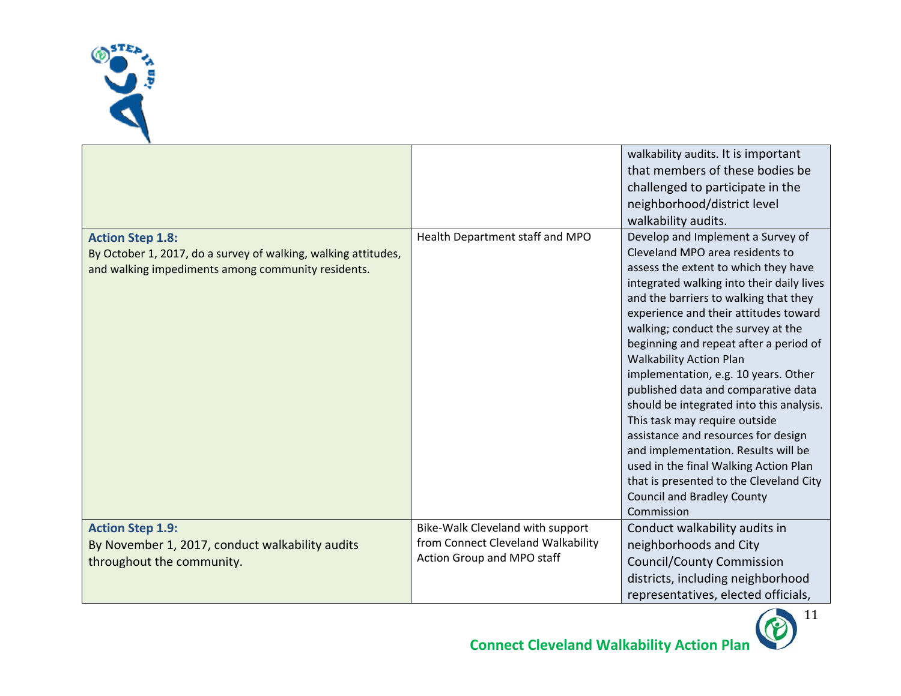| | | |
|---|---|---|
| | | walkability audits. It is important that members of these bodies be challenged to participate in the neighborhood/district level walkability audits. |
| **Action Step 1.8:** By October 1, 2017, do a survey of walking, walking attitudes, and walking impediments among community residents. | Health Department staff and MPO | Develop and Implement a Survey of Cleveland MPO area residents to assess the extent to which they have integrated walking into their daily lives and the barriers to walking that they experience and their attitudes toward walking; conduct the survey at the beginning and repeat after a period of Walkability Action Plan implementation, e.g. 10 years. Other published data and comparative data should be integrated into this analysis. This task may require outside assistance and resources for design and implementation. Results will be used in the final Walking Action Plan that is presented to the Cleveland City Council and Bradley County Commission |
| **Action Step 1.9:** By November 1, 2017, conduct walkability audits throughout the community. | Bike-Walk Cleveland with support from Connect Cleveland Walkability Action Group and MPO staff | Conduct walkability audits in neighborhoods and City Council/County Commission districts, including neighborhood representatives, elected officials, |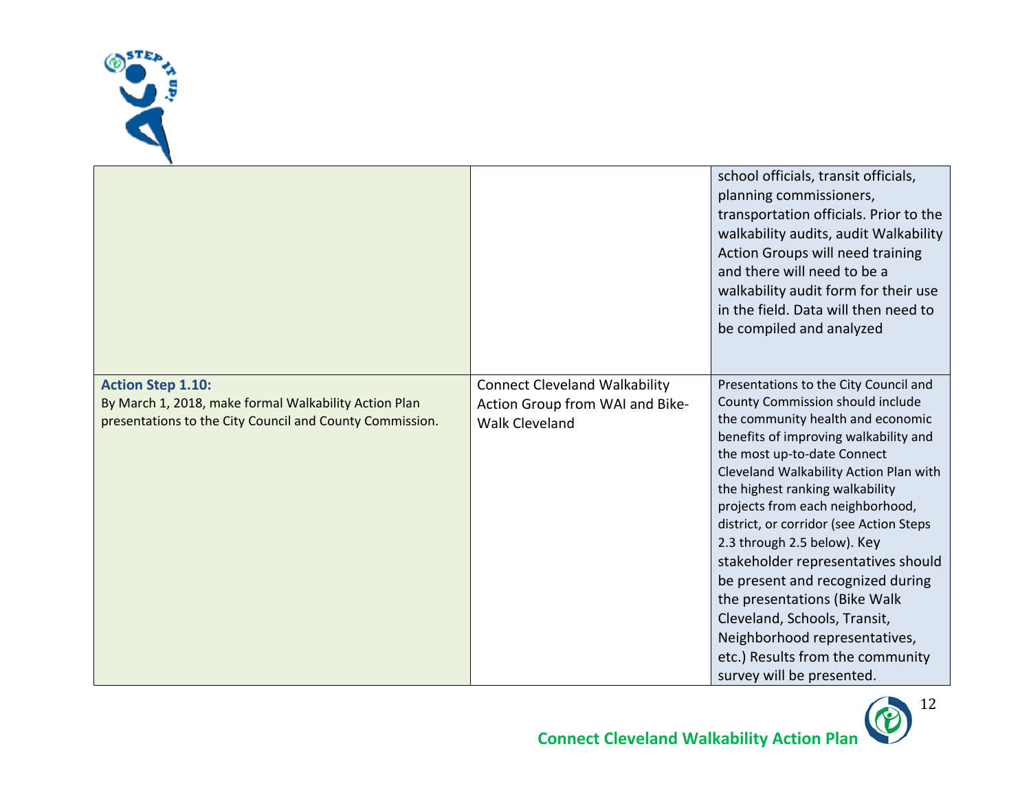| | | |
|---|---|---|
| | | school officials, transit officials, planning commissioners, transportation officials. Prior to the walkability audits, audit Walkability Action Groups will need training and there will need to be a walkability audit form for their use in the field. Data will then need to be compiled and analyzed |
| **Action Step 1.10:** By March 1, 2018, make formal Walkability Action Plan presentations to the City Council and County Commission. | Connect Cleveland Walkability Action Group from WAI and Bike-Walk Cleveland | Presentations to the City Council and County Commission should include the community health and economic benefits of improving walkability and the most up-to-date Connect Cleveland Walkability Action Plan with the highest ranking walkability projects from each neighborhood, district, or corridor (see Action Steps 2.3 through 2.5 below). Key stakeholder representatives should be present and recognized during the presentations (Bike Walk Cleveland, Schools, Transit, Neighborhood representatives, etc.) Results from the community survey will be presented. |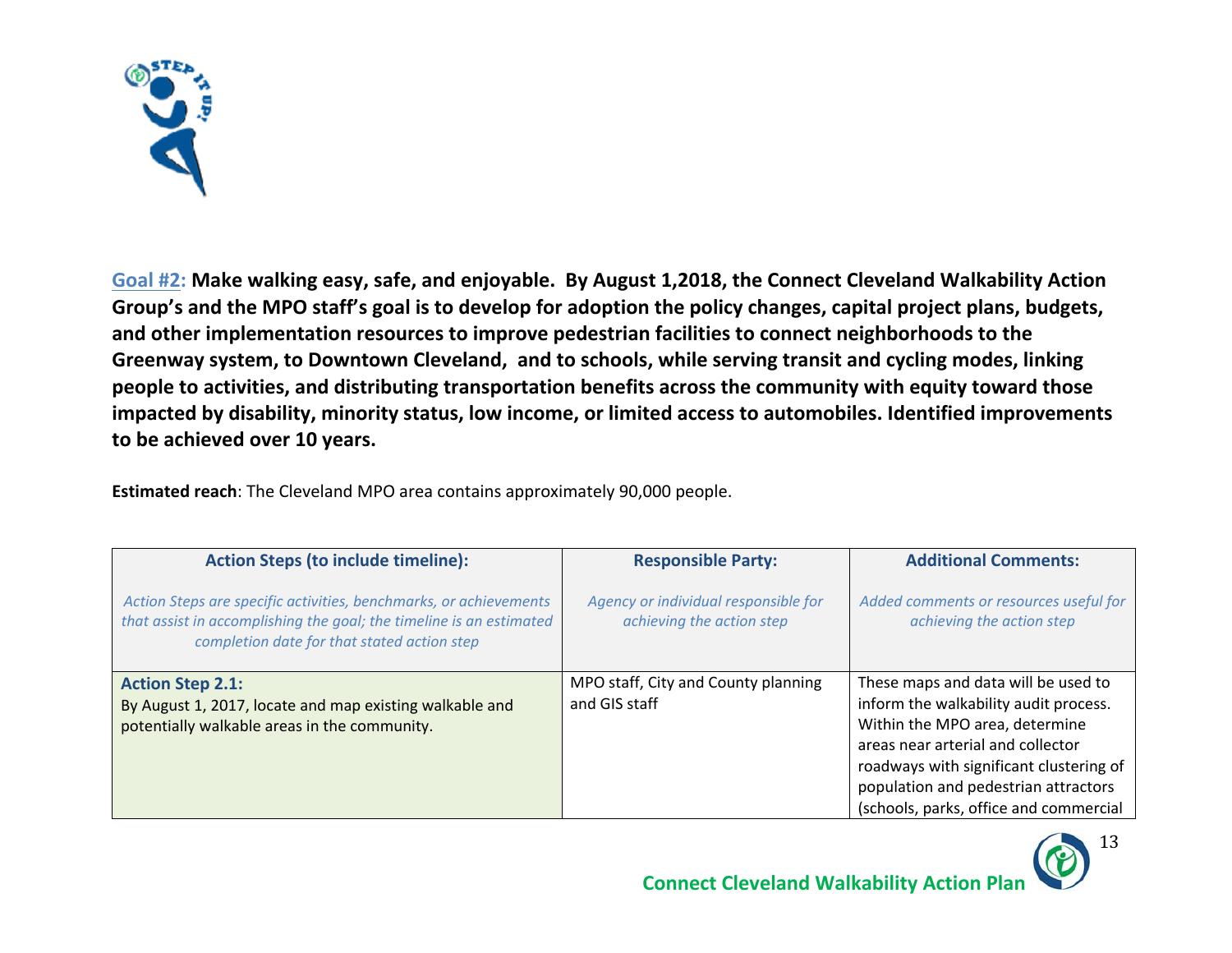**Goal #2: Make walking easy, safe, and enjoyable. By August 1,2018, the Connect Cleveland Walkability Action Group's and the MPO staff's goal is to develop for adoption the policy changes, capital project plans, budgets, and other implementation resources to improve pedestrian facilities to connect neighborhoods to the Greenway system, to Downtown Cleveland, and to schools, while serving transit and cycling modes, linking people to activities, and distributing transportation benefits across the community with equity toward those impacted by disability, minority status, low income, or limited access to automobiles. Identified improvements to be achieved over 10 years.**

**Estimated reach**: The Cleveland MPO area contains approximately 90,000 people.

| **Action Steps (to include timeline):** *Action Steps are specific activities, benchmarks, or achievements that assist in accomplishing the goal; the timeline is an estimated completion date for that stated action step* | **Responsible Party:** *Agency or individual responsible for achieving the action step* | **Additional Comments:** *Added comments or resources useful for achieving the action step* |
|---|---|---|
| **Action Step 2.1:** By August 1, 2017, locate and map existing walkable and potentially walkable areas in the community. | MPO staff, City and County planning and GIS staff | These maps and data will be used to inform the walkability audit process. Within the MPO area, determine areas near arterial and collector roadways with significant clustering of population and pedestrian attractors (schools, parks, office and commercial |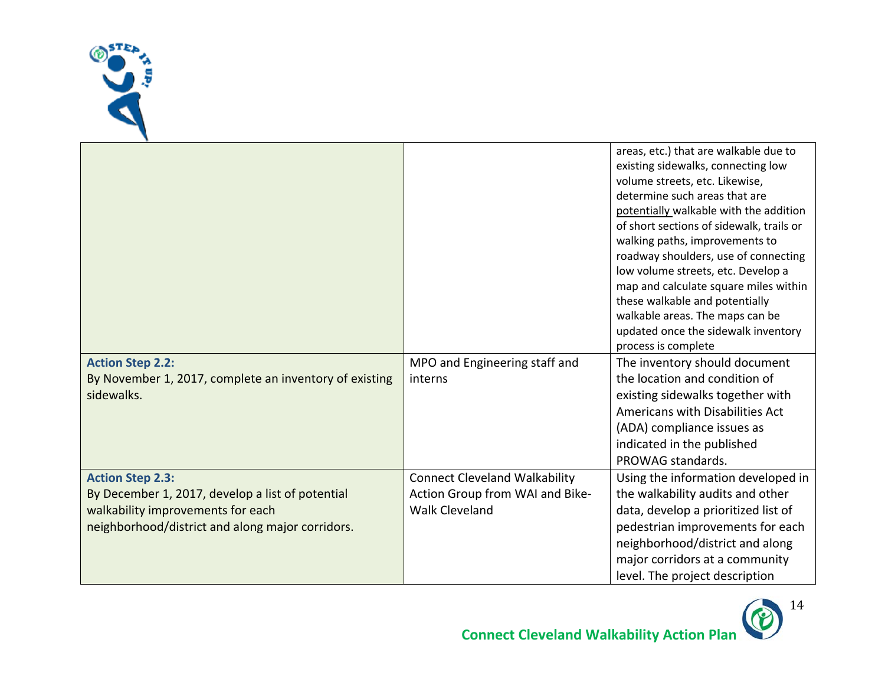| | | |
|---|---|---|
| | | areas, etc.) that are walkable due to existing sidewalks, connecting low volume streets, etc. Likewise, determine such areas that are potentially walkable with the addition of short sections of sidewalk, trails or walking paths, improvements to roadway shoulders, use of connecting low volume streets, etc. Develop a map and calculate square miles within these walkable and potentially walkable areas. The maps can be updated once the sidewalk inventory process is complete |
| **Action Step 2.2:** By November 1, 2017, complete an inventory of existing sidewalks. | MPO and Engineering staff and interns | The inventory should document the location and condition of existing sidewalks together with Americans with Disabilities Act (ADA) compliance issues as indicated in the published PROWAG standards. |
| **Action Step 2.3:** By December 1, 2017, develop a list of potential walkability improvements for each neighborhood/district and along major corridors. | Connect Cleveland Walkability Action Group from WAI and Bike-Walk Cleveland | Using the information developed in the walkability audits and other data, develop a prioritized list of pedestrian improvements for each neighborhood/district and along major corridors at a community level. The project description |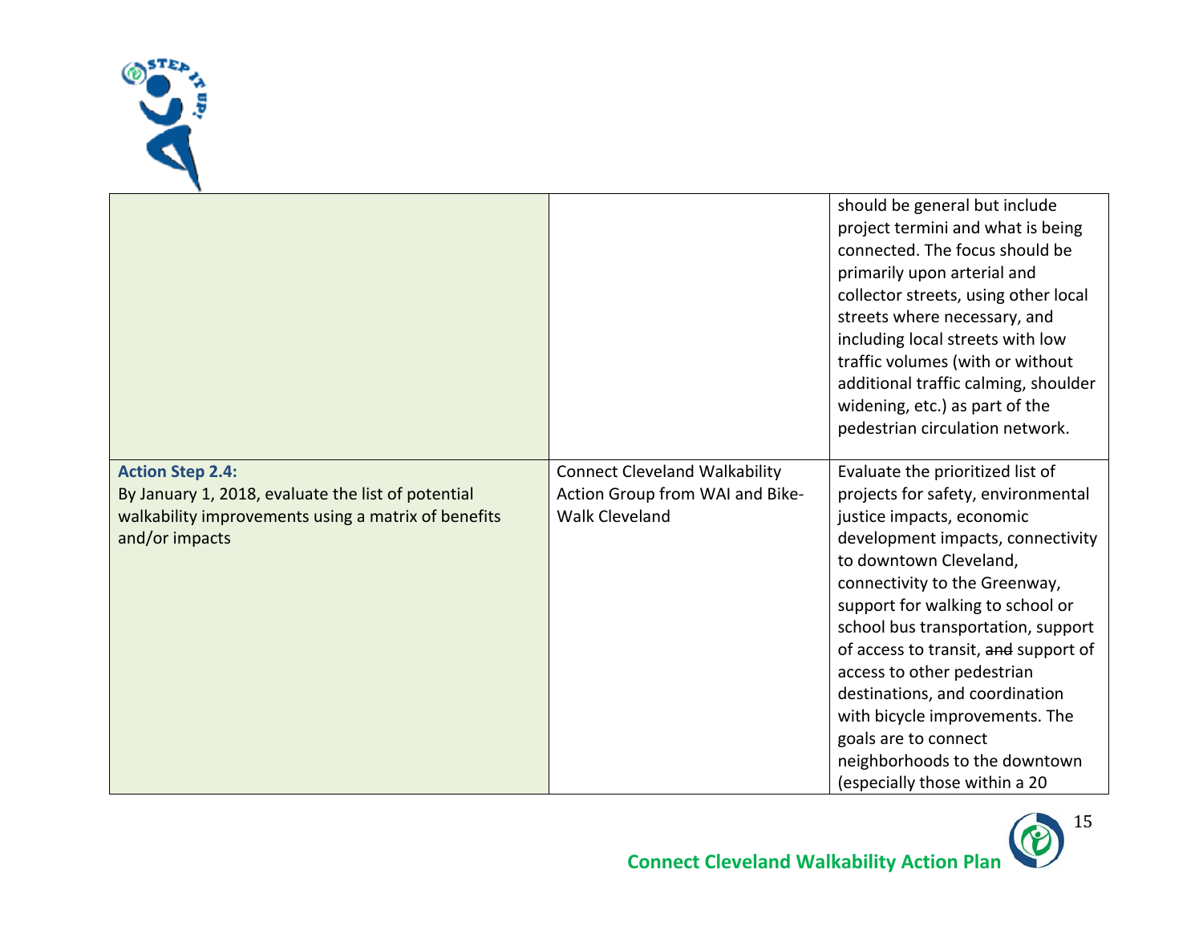| | | |
|---|---|---|
| | | should be general but include project termini and what is being connected. The focus should be primarily upon arterial and collector streets, using other local streets where necessary, and including local streets with low traffic volumes (with or without additional traffic calming, shoulder widening, etc.) as part of the pedestrian circulation network. |
| **Action Step 2.4:** By January 1, 2018, evaluate the list of potential walkability improvements using a matrix of benefits and/or impacts | Connect Cleveland Walkability Action Group from WAI and Bike-Walk Cleveland | Evaluate the prioritized list of projects for safety, environmental justice impacts, economic development impacts, connectivity to downtown Cleveland, connectivity to the Greenway, support for walking to school or school bus transportation, support of access to transit, ~~and~~ support of access to other pedestrian destinations, and coordination with bicycle improvements. The goals are to connect neighborhoods to the downtown (especially those within a 20 |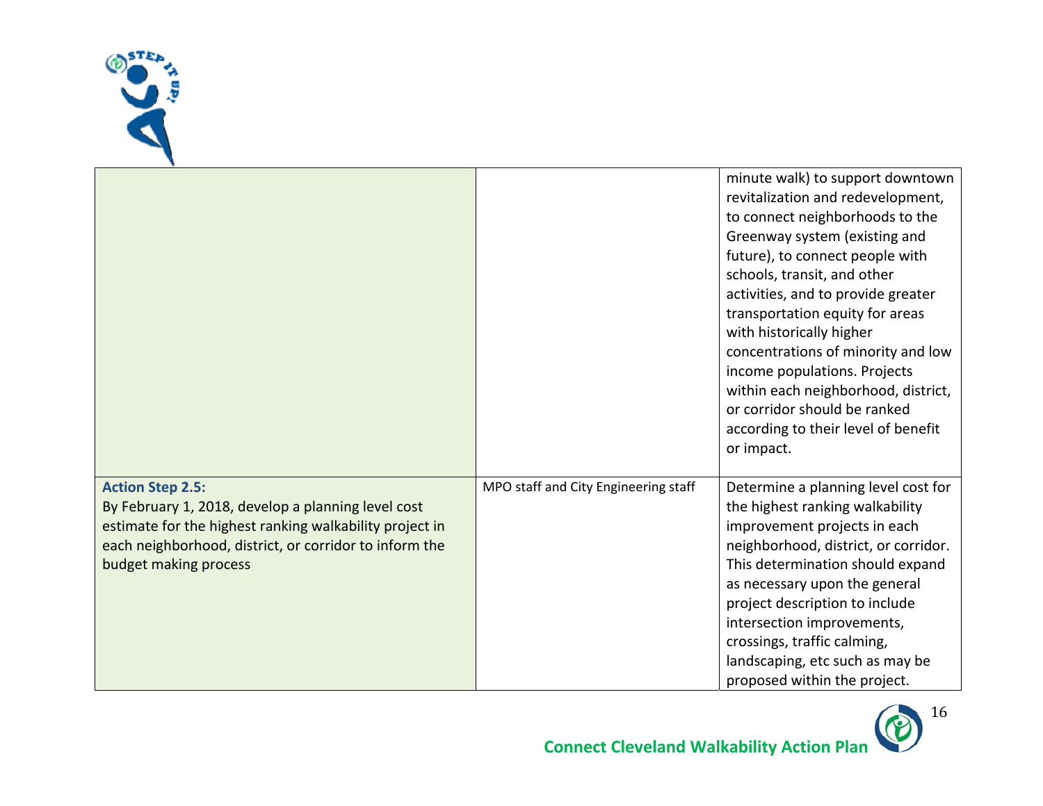| | | |
|---|---|---|
| | | minute walk) to support downtown revitalization and redevelopment, to connect neighborhoods to the Greenway system (existing and future), to connect people with schools, transit, and other activities, and to provide greater transportation equity for areas with historically higher concentrations of minority and low income populations. Projects within each neighborhood, district, or corridor should be ranked according to their level of benefit or impact. |
| **Action Step 2.5:** By February 1, 2018, develop a planning level cost estimate for the highest ranking walkability project in each neighborhood, district, or corridor to inform the budget making process | MPO staff and City Engineering staff | Determine a planning level cost for the highest ranking walkability improvement projects in each neighborhood, district, or corridor. This determination should expand as necessary upon the general project description to include intersection improvements, crossings, traffic calming, landscaping, etc such as may be proposed within the project. |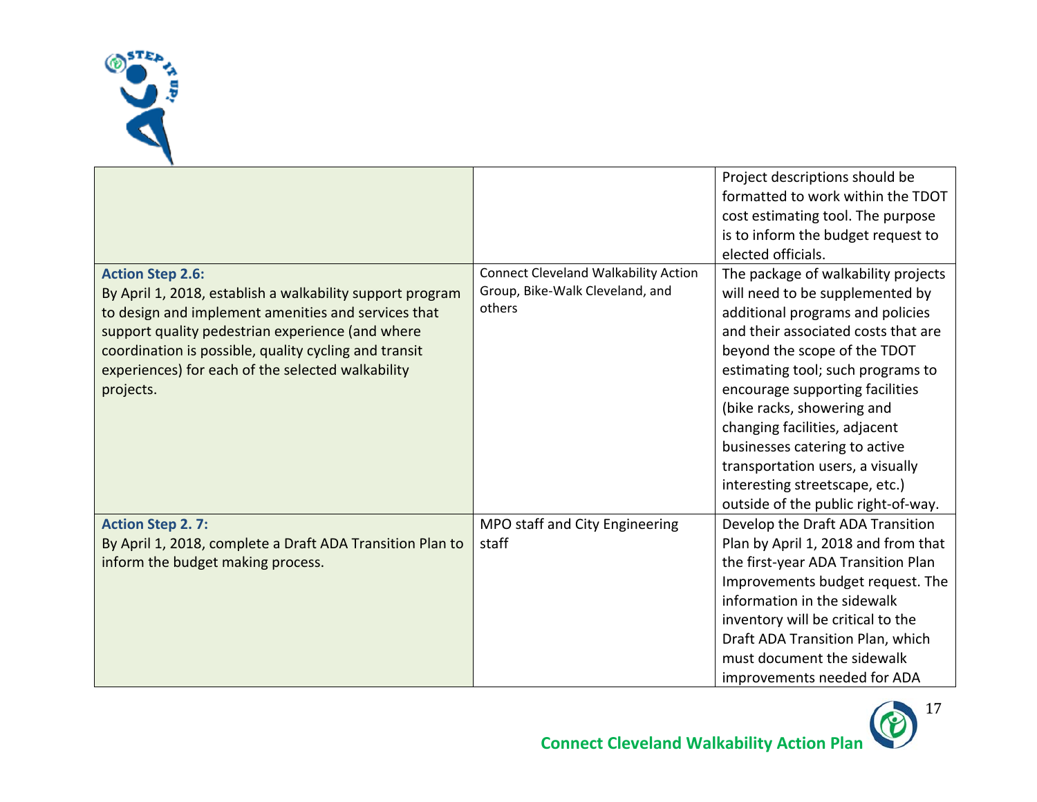| | | |
|---|---|---|
| | | Project descriptions should be formatted to work within the TDOT cost estimating tool. The purpose is to inform the budget request to elected officials. |
| **Action Step 2.6:** By April 1, 2018, establish a walkability support program to design and implement amenities and services that support quality pedestrian experience (and where coordination is possible, quality cycling and transit experiences) for each of the selected walkability projects. | Connect Cleveland Walkability Action Group, Bike-Walk Cleveland, and others | The package of walkability projects will need to be supplemented by additional programs and policies and their associated costs that are beyond the scope of the TDOT estimating tool; such programs to encourage supporting facilities (bike racks, showering and changing facilities, adjacent businesses catering to active transportation users, a visually interesting streetscape, etc.) outside of the public right-of-way. |
| **Action Step 2. 7:** By April 1, 2018, complete a Draft ADA Transition Plan to inform the budget making process. | MPO staff and City Engineering staff | Develop the Draft ADA Transition Plan by April 1, 2018 and from that the first-year ADA Transition Plan Improvements budget request. The information in the sidewalk inventory will be critical to the Draft ADA Transition Plan, which must document the sidewalk improvements needed for ADA |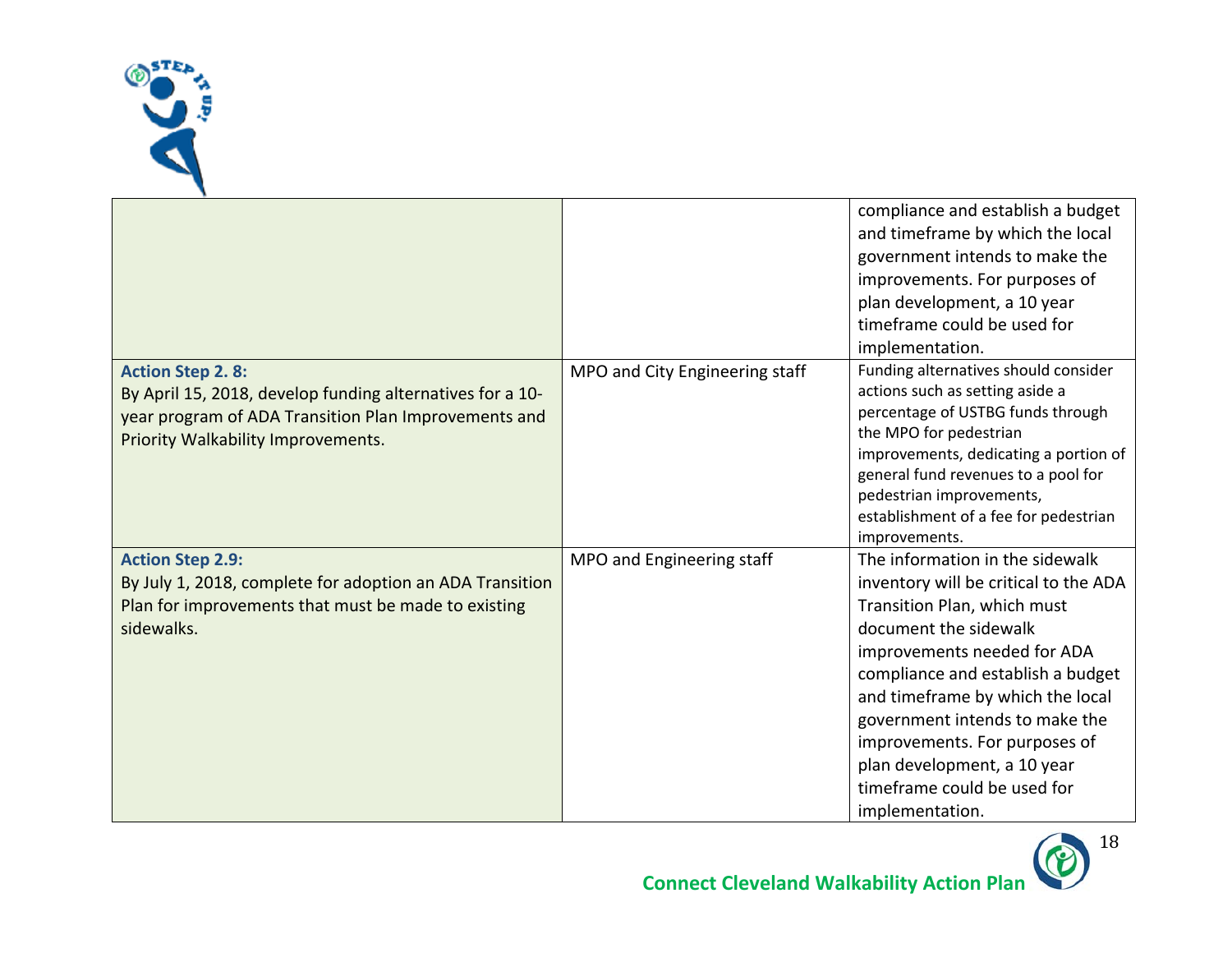| | | |
|---|---|---|
| | | compliance and establish a budget and timeframe by which the local government intends to make the improvements. For purposes of plan development, a 10 year timeframe could be used for implementation. |
| **Action Step 2. 8:** By April 15, 2018, develop funding alternatives for a 10-year program of ADA Transition Plan Improvements and Priority Walkability Improvements. | MPO and City Engineering staff | Funding alternatives should consider actions such as setting aside a percentage of USTBG funds through the MPO for pedestrian improvements, dedicating a portion of general fund revenues to a pool for pedestrian improvements, establishment of a fee for pedestrian improvements. |
| **Action Step 2.9:** By July 1, 2018, complete for adoption an ADA Transition Plan for improvements that must be made to existing sidewalks. | MPO and Engineering staff | The information in the sidewalk inventory will be critical to the ADA Transition Plan, which must document the sidewalk improvements needed for ADA compliance and establish a budget and timeframe by which the local government intends to make the improvements. For purposes of plan development, a 10 year timeframe could be used for implementation. |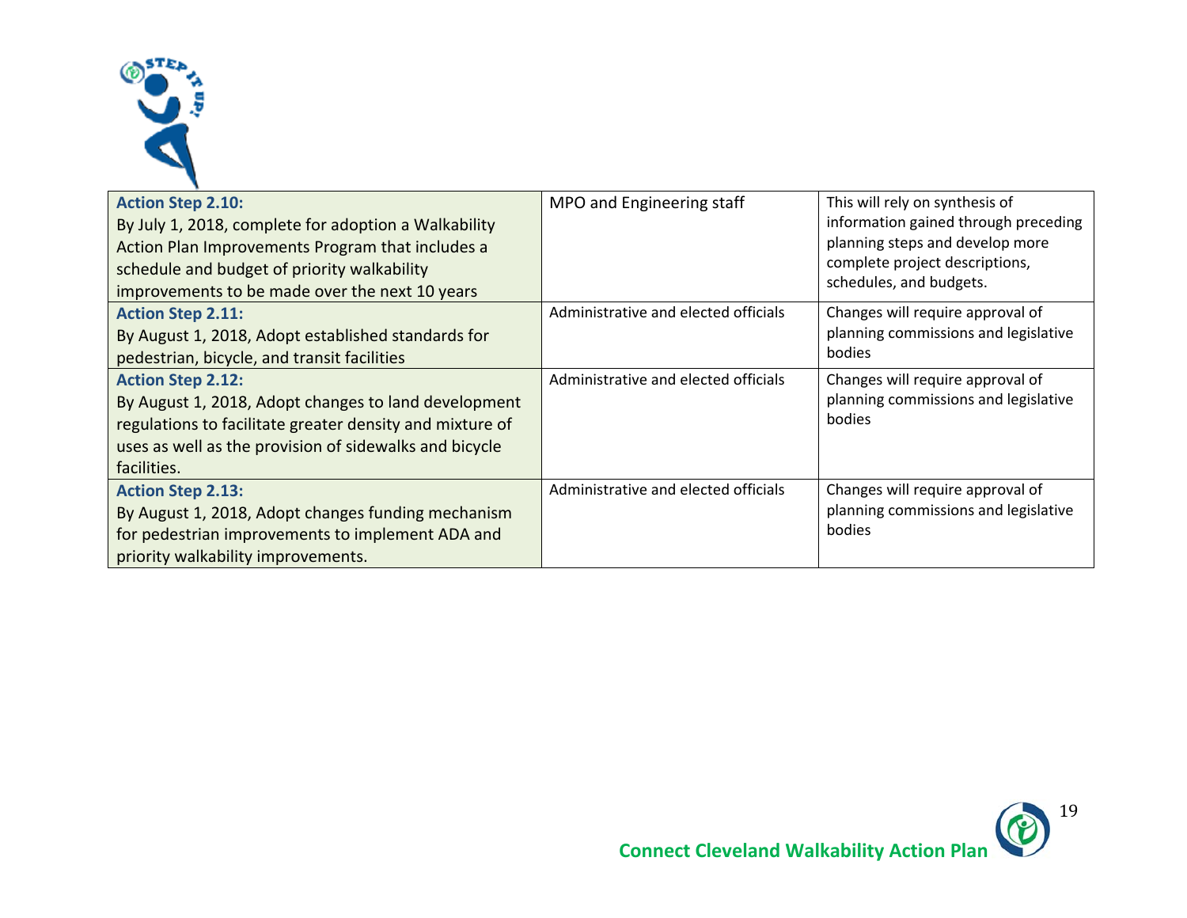| | | |
|---|---|---|
| **Action Step 2.10:** By July 1, 2018, complete for adoption a Walkability Action Plan Improvements Program that includes a schedule and budget of priority walkability improvements to be made over the next 10 years | MPO and Engineering staff | This will rely on synthesis of information gained through preceding planning steps and develop more complete project descriptions, schedules, and budgets. |
| **Action Step 2.11:** By August 1, 2018, Adopt established standards for pedestrian, bicycle, and transit facilities | Administrative and elected officials | Changes will require approval of planning commissions and legislative bodies |
| **Action Step 2.12:** By August 1, 2018, Adopt changes to land development regulations to facilitate greater density and mixture of uses as well as the provision of sidewalks and bicycle facilities. | Administrative and elected officials | Changes will require approval of planning commissions and legislative bodies |
| **Action Step 2.13:** By August 1, 2018, Adopt changes funding mechanism for pedestrian improvements to implement ADA and priority walkability improvements. | Administrative and elected officials | Changes will require approval of planning commissions and legislative bodies |